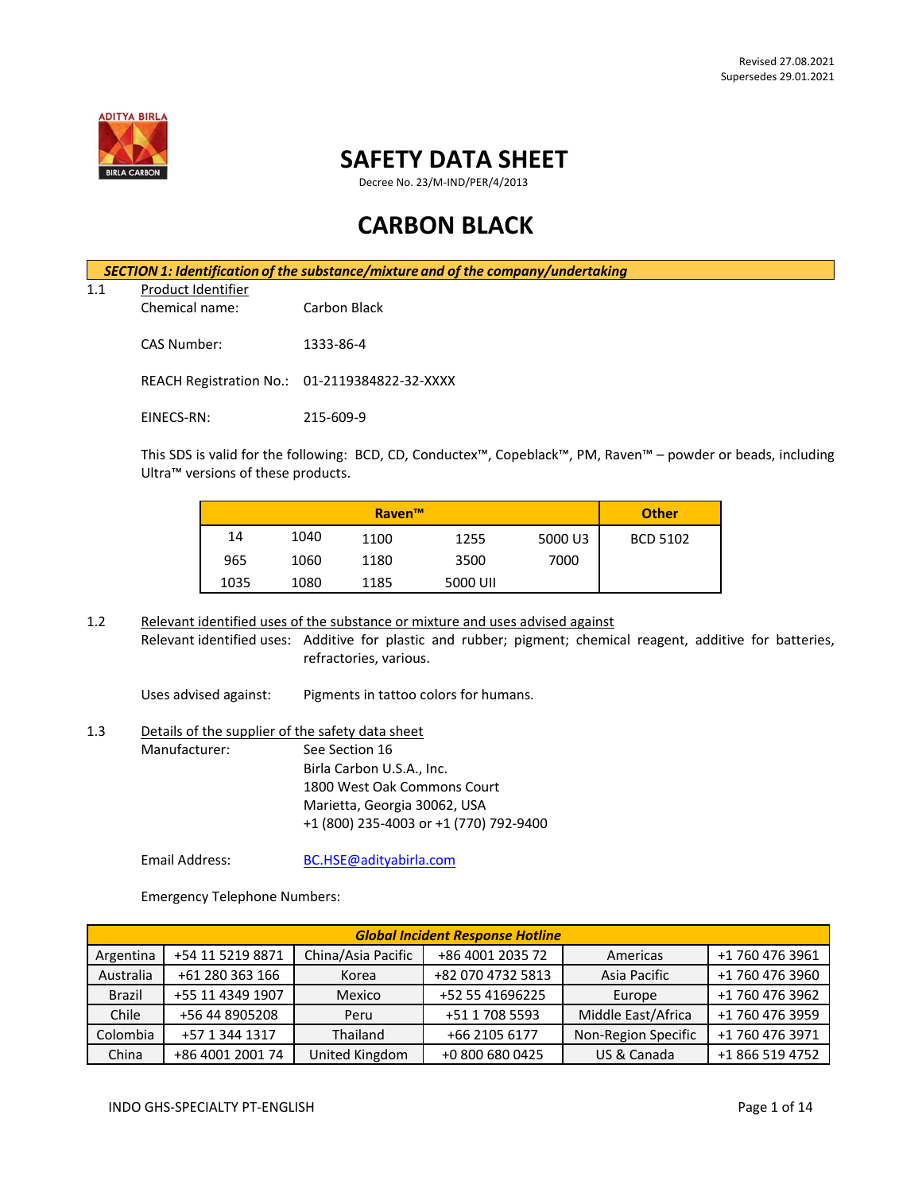Revised 27.08.2021
Supersedes 29.01.2021

# SAFETY DATA SHEET

Decree No. 23/M-IND/PER/4/2013

# CARBON BLACK

## SECTION 1: Identification of the substance/mixture and of the company/undertaking

1.1 Product Identifier

Chemical name: Carbon Black

CAS Number: 1333-86-4

REACH Registration No.: 01-2119384822-32-XXXX

EINECS-RN: 215-609-9

This SDS is valid for the following: BCD, CD, Conductex™, Copeblack™, PM, Raven™ – powder or beads, including Ultra™ versions of these products.

| Raven™ | | | | | Other |
|---|---|---|---|---|---|
| 14 | 1040 | 1100 | 1255 | 5000 U3 | BCD 5102 |
| 965 | 1060 | 1180 | 3500 | 7000 | |
| 1035 | 1080 | 1185 | 5000 UII | | |

1.2 Relevant identified uses of the substance or mixture and uses advised against

Relevant identified uses: Additive for plastic and rubber; pigment; chemical reagent, additive for batteries, refractories, various.

Uses advised against: Pigments in tattoo colors for humans.

1.3 Details of the supplier of the safety data sheet

Manufacturer: See Section 16
Birla Carbon U.S.A., Inc.
1800 West Oak Commons Court
Marietta, Georgia 30062, USA
+1 (800) 235-4003 or +1 (770) 792-9400

Email Address: BC.HSE@adityabirla.com

Emergency Telephone Numbers:

| Global Incident Response Hotline | | | | | |
|---|---|---|---|---|---|
| Argentina | +54 11 5219 8871 | China/Asia Pacific | +86 4001 2035 72 | Americas | +1 760 476 3961 |
| Australia | +61 280 363 166 | Korea | +82 070 4732 5813 | Asia Pacific | +1 760 476 3960 |
| Brazil | +55 11 4349 1907 | Mexico | +52 55 41696225 | Europe | +1 760 476 3962 |
| Chile | +56 44 8905208 | Peru | +51 1 708 5593 | Middle East/Africa | +1 760 476 3959 |
| Colombia | +57 1 344 1317 | Thailand | +66 2105 6177 | Non-Region Specific | +1 760 476 3971 |
| China | +86 4001 2001 74 | United Kingdom | +0 800 680 0425 | US & Canada | +1 866 519 4752 |

INDO GHS-SPECIALTY PT-ENGLISH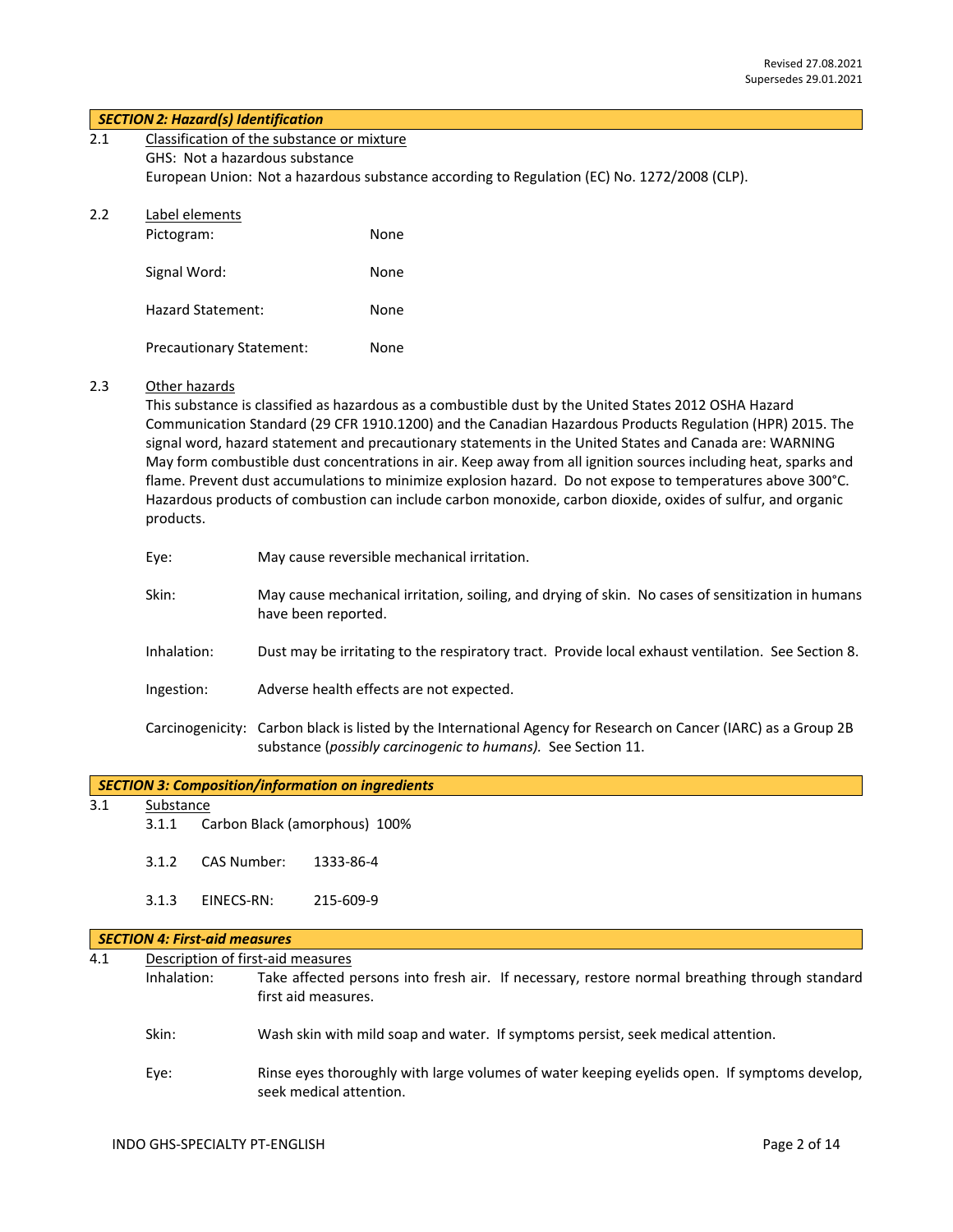Revised 27.08.2021
Supersedes 29.01.2021

## *SECTION 2: Hazard(s) Identification*

2.1 Classification of the substance or mixture

GHS: Not a hazardous substance

European Union: Not a hazardous substance according to Regulation (EC) No. 1272/2008 (CLP).

2.2 Label elements

| | |
|---|---|
| Pictogram: | None |
| Signal Word: | None |
| Hazard Statement: | None |
| Precautionary Statement: | None |

2.3 Other hazards

This substance is classified as hazardous as a combustible dust by the United States 2012 OSHA Hazard Communication Standard (29 CFR 1910.1200) and the Canadian Hazardous Products Regulation (HPR) 2015. The signal word, hazard statement and precautionary statements in the United States and Canada are: WARNING May form combustible dust concentrations in air. Keep away from all ignition sources including heat, sparks and flame. Prevent dust accumulations to minimize explosion hazard. Do not expose to temperatures above 300°C. Hazardous products of combustion can include carbon monoxide, carbon dioxide, oxides of sulfur, and organic products.

| | |
|---|---|
| Eye: | May cause reversible mechanical irritation. |
| Skin: | May cause mechanical irritation, soiling, and drying of skin. No cases of sensitization in humans have been reported. |
| Inhalation: | Dust may be irritating to the respiratory tract. Provide local exhaust ventilation. See Section 8. |
| Ingestion: | Adverse health effects are not expected. |
| Carcinogenicity: | Carbon black is listed by the International Agency for Research on Cancer (IARC) as a Group 2B substance (*possibly carcinogenic to humans).* See Section 11. |

## *SECTION 3: Composition/information on ingredients*

3.1 Substance

3.1.1 Carbon Black (amorphous) 100%

3.1.2 CAS Number: 1333-86-4

3.1.3 EINECS-RN: 215-609-9

## *SECTION 4: First-aid measures*

4.1 Description of first-aid measures

| | |
|---|---|
| Inhalation: | Take affected persons into fresh air. If necessary, restore normal breathing through standard first aid measures. |
| Skin: | Wash skin with mild soap and water. If symptoms persist, seek medical attention. |
| Eye: | Rinse eyes thoroughly with large volumes of water keeping eyelids open. If symptoms develop, seek medical attention. |

INDO GHS-SPECIALTY PT-ENGLISH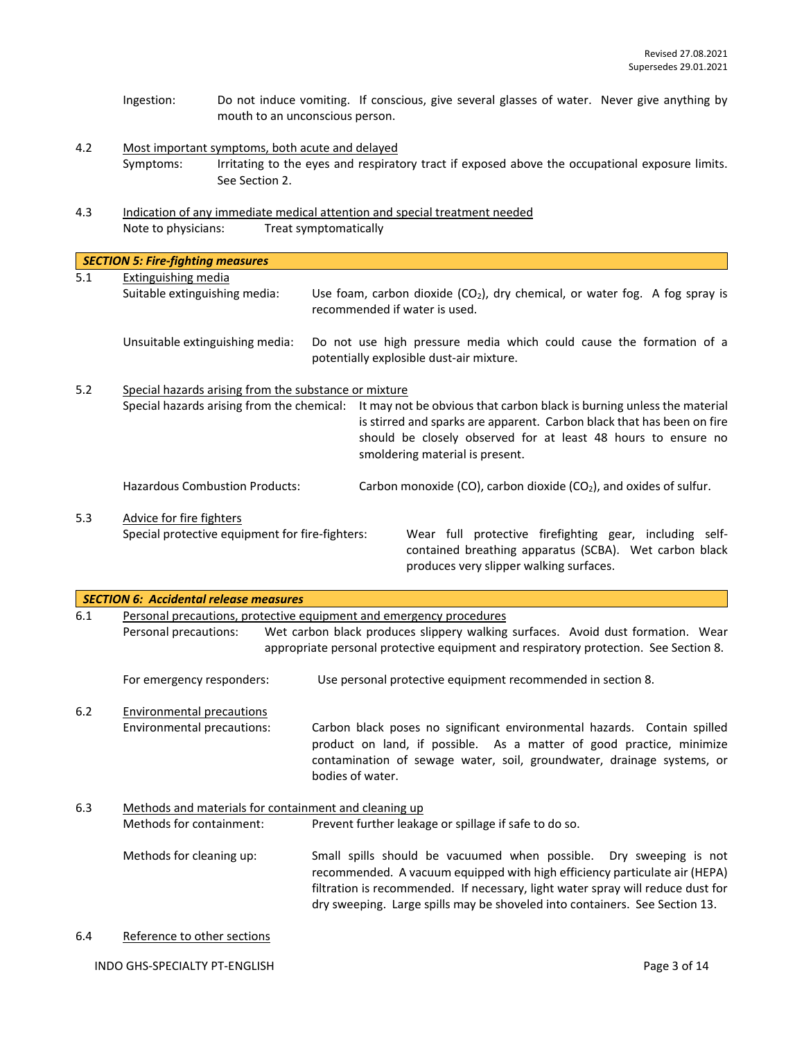Ingestion: Do not induce vomiting. If conscious, give several glasses of water. Never give anything by mouth to an unconscious person.

4.2 Most important symptoms, both acute and delayed

Symptoms: Irritating to the eyes and respiratory tract if exposed above the occupational exposure limits. See Section 2.

4.3 Indication of any immediate medical attention and special treatment needed

Note to physicians: Treat symptomatically

## *SECTION 5: Fire-fighting measures*

5.1 Extinguishing media

Suitable extinguishing media: Use foam, carbon dioxide ($CO_2$), dry chemical, or water fog. A fog spray is recommended if water is used.

Unsuitable extinguishing media: Do not use high pressure media which could cause the formation of a potentially explosible dust-air mixture.

5.2 Special hazards arising from the substance or mixture

Special hazards arising from the chemical: It may not be obvious that carbon black is burning unless the material is stirred and sparks are apparent. Carbon black that has been on fire should be closely observed for at least 48 hours to ensure no smoldering material is present.

Hazardous Combustion Products: Carbon monoxide (CO), carbon dioxide ($CO_2$), and oxides of sulfur.

5.3 Advice for fire fighters

Special protective equipment for fire-fighters: Wear full protective firefighting gear, including self-contained breathing apparatus (SCBA). Wet carbon black produces very slipper walking surfaces.

## *SECTION 6: Accidental release measures*

6.1 Personal precautions, protective equipment and emergency procedures

Personal precautions: Wet carbon black produces slippery walking surfaces. Avoid dust formation. Wear appropriate personal protective equipment and respiratory protection. See Section 8.

For emergency responders: Use personal protective equipment recommended in section 8.

6.2 Environmental precautions

Environmental precautions: Carbon black poses no significant environmental hazards. Contain spilled product on land, if possible. As a matter of good practice, minimize contamination of sewage water, soil, groundwater, drainage systems, or bodies of water.

6.3 Methods and materials for containment and cleaning up

Methods for containment: Prevent further leakage or spillage if safe to do so.

Methods for cleaning up: Small spills should be vacuumed when possible. Dry sweeping is not recommended. A vacuum equipped with high efficiency particulate air (HEPA) filtration is recommended. If necessary, light water spray will reduce dust for dry sweeping. Large spills may be shoveled into containers. See Section 13.

6.4 Reference to other sections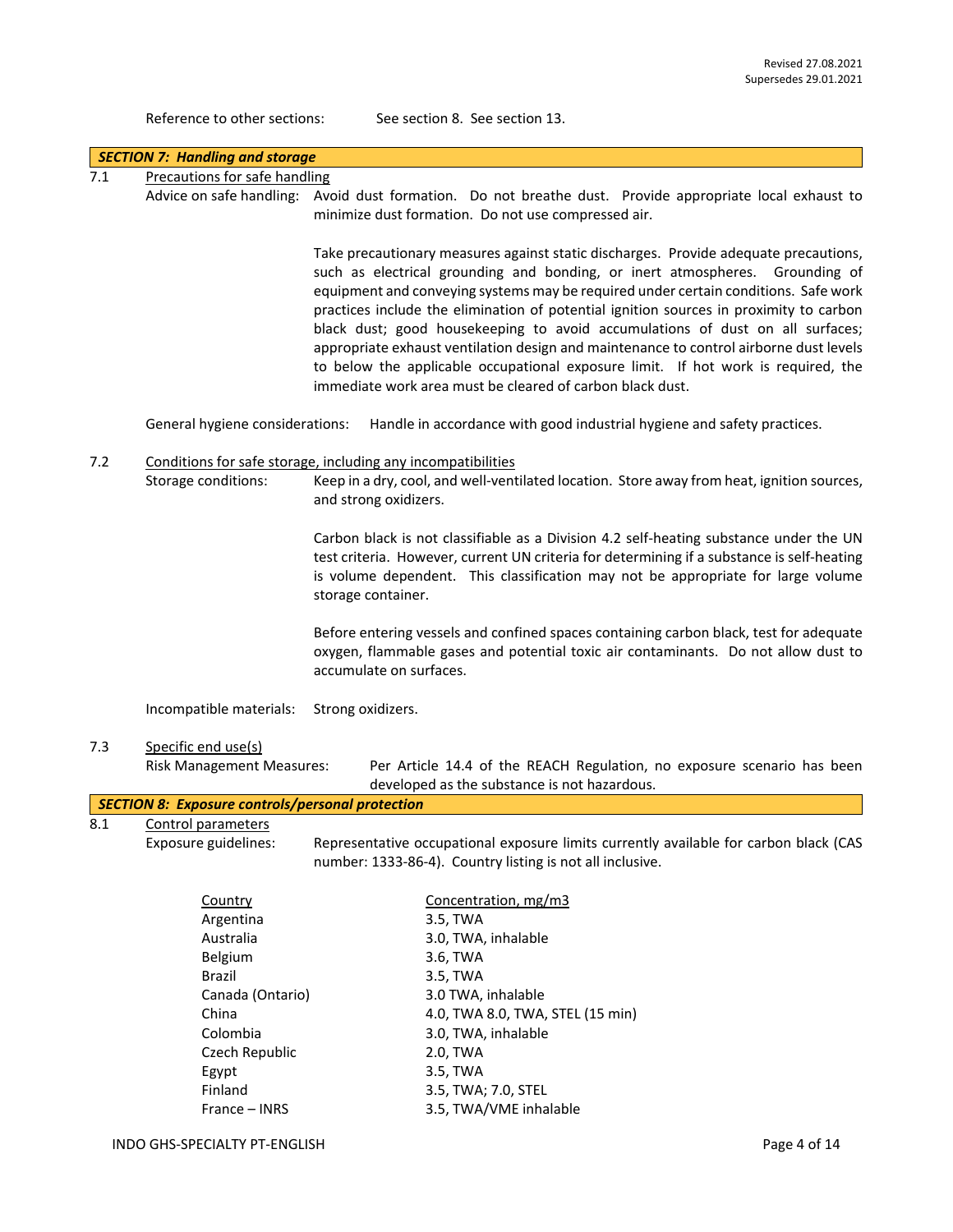Revised 27.08.2021
Supersedes 29.01.2021

Reference to other sections: See section 8. See section 13.

## SECTION 7: Handling and storage

7.1 Precautions for safe handling

Advice on safe handling: Avoid dust formation. Do not breathe dust. Provide appropriate local exhaust to minimize dust formation. Do not use compressed air.

Take precautionary measures against static discharges. Provide adequate precautions, such as electrical grounding and bonding, or inert atmospheres. Grounding of equipment and conveying systems may be required under certain conditions. Safe work practices include the elimination of potential ignition sources in proximity to carbon black dust; good housekeeping to avoid accumulations of dust on all surfaces; appropriate exhaust ventilation design and maintenance to control airborne dust levels to below the applicable occupational exposure limit. If hot work is required, the immediate work area must be cleared of carbon black dust.

General hygiene considerations: Handle in accordance with good industrial hygiene and safety practices.

7.2 Conditions for safe storage, including any incompatibilities

Storage conditions: Keep in a dry, cool, and well-ventilated location. Store away from heat, ignition sources, and strong oxidizers.

Carbon black is not classifiable as a Division 4.2 self-heating substance under the UN test criteria. However, current UN criteria for determining if a substance is self-heating is volume dependent. This classification may not be appropriate for large volume storage container.

Before entering vessels and confined spaces containing carbon black, test for adequate oxygen, flammable gases and potential toxic air contaminants. Do not allow dust to accumulate on surfaces.

Incompatible materials: Strong oxidizers.

7.3 Specific end use(s)

Risk Management Measures: Per Article 14.4 of the REACH Regulation, no exposure scenario has been developed as the substance is not hazardous.

## SECTION 8: Exposure controls/personal protection

8.1 Control parameters

Exposure guidelines: Representative occupational exposure limits currently available for carbon black (CAS number: 1333-86-4). Country listing is not all inclusive.

| Country | Concentration, mg/m3 |
|---|---|
| Argentina | 3.5, TWA |
| Australia | 3.0, TWA, inhalable |
| Belgium | 3.6, TWA |
| Brazil | 3.5, TWA |
| Canada (Ontario) | 3.0 TWA, inhalable |
| China | 4.0, TWA 8.0, TWA, STEL (15 min) |
| Colombia | 3.0, TWA, inhalable |
| Czech Republic | 2.0, TWA |
| Egypt | 3.5, TWA |
| Finland | 3.5, TWA; 7.0, STEL |
| France – INRS | 3.5, TWA/VME inhalable |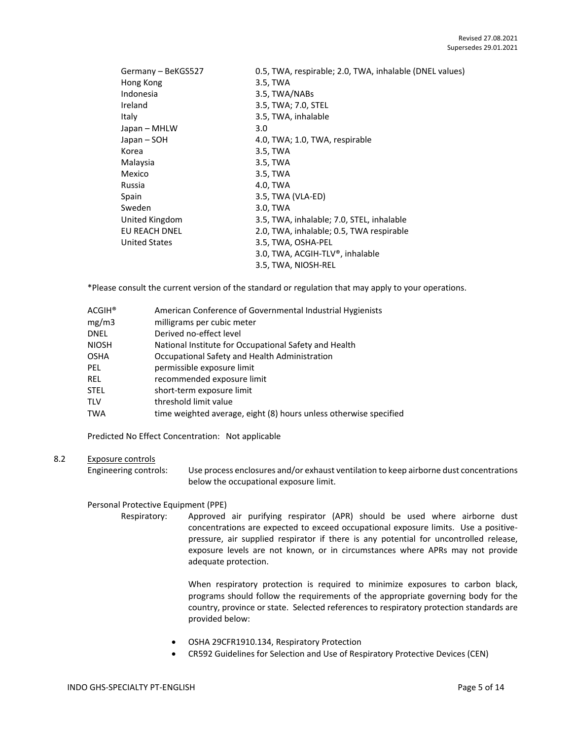| | |
|---|---|
| Germany – BeKGS527 | 0.5, TWA, respirable; 2.0, TWA, inhalable (DNEL values) |
| Hong Kong | 3.5, TWA |
| Indonesia | 3.5, TWA/NABs |
| Ireland | 3.5, TWA; 7.0, STEL |
| Italy | 3.5, TWA, inhalable |
| Japan – MHLW | 3.0 |
| Japan – SOH | 4.0, TWA; 1.0, TWA, respirable |
| Korea | 3.5, TWA |
| Malaysia | 3.5, TWA |
| Mexico | 3.5, TWA |
| Russia | 4.0, TWA |
| Spain | 3.5, TWA (VLA-ED) |
| Sweden | 3.0, TWA |
| United Kingdom | 3.5, TWA, inhalable; 7.0, STEL, inhalable |
| EU REACH DNEL | 2.0, TWA, inhalable; 0.5, TWA respirable |
| United States | 3.5, TWA, OSHA-PEL |
| | 3.0, TWA, ACGIH-TLV®, inhalable |
| | 3.5, TWA, NIOSH-REL |

*Please consult the current version of the standard or regulation that may apply to your operations.

| | |
|---|---|
| ACGIH® | American Conference of Governmental Industrial Hygienists |
| mg/m3 | milligrams per cubic meter |
| DNEL | Derived no-effect level |
| NIOSH | National Institute for Occupational Safety and Health |
| OSHA | Occupational Safety and Health Administration |
| PEL | permissible exposure limit |
| REL | recommended exposure limit |
| STEL | short-term exposure limit |
| TLV | threshold limit value |
| TWA | time weighted average, eight (8) hours unless otherwise specified |

Predicted No Effect Concentration: Not applicable

## 8.2 Exposure controls

Engineering controls: Use process enclosures and/or exhaust ventilation to keep airborne dust concentrations below the occupational exposure limit.

Personal Protective Equipment (PPE)

Respiratory: Approved air purifying respirator (APR) should be used where airborne dust concentrations are expected to exceed occupational exposure limits. Use a positive-pressure, air supplied respirator if there is any potential for uncontrolled release, exposure levels are not known, or in circumstances where APRs may not provide adequate protection.

When respiratory protection is required to minimize exposures to carbon black, programs should follow the requirements of the appropriate governing body for the country, province or state. Selected references to respiratory protection standards are provided below:

- OSHA 29CFR1910.134, Respiratory Protection
- CR592 Guidelines for Selection and Use of Respiratory Protective Devices (CEN)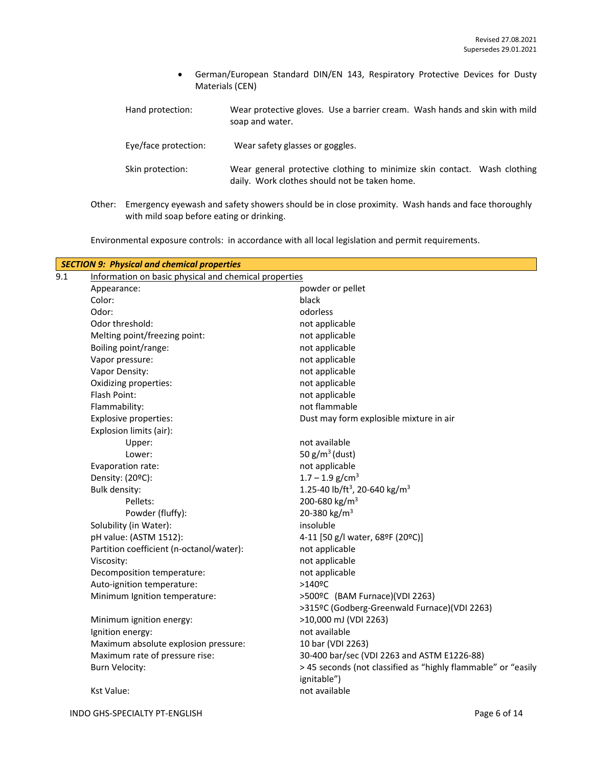- German/European Standard DIN/EN 143, Respiratory Protective Devices for Dusty Materials (CEN)

| | |
|---|---|
| Hand protection: | Wear protective gloves. Use a barrier cream. Wash hands and skin with mild soap and water. |
| Eye/face protection: | Wear safety glasses or goggles. |
| Skin protection: | Wear general protective clothing to minimize skin contact. Wash clothing daily. Work clothes should not be taken home. |

Other: Emergency eyewash and safety showers should be in close proximity. Wash hands and face thoroughly with mild soap before eating or drinking.

Environmental exposure controls: in accordance with all local legislation and permit requirements.

## *SECTION 9: Physical and chemical properties*

9.1 Information on basic physical and chemical properties

| | |
|---|---|
| Appearance: | powder or pellet |
| Color: | black |
| Odor: | odorless |
| Odor threshold: | not applicable |
| Melting point/freezing point: | not applicable |
| Boiling point/range: | not applicable |
| Vapor pressure: | not applicable |
| Vapor Density: | not applicable |
| Oxidizing properties: | not applicable |
| Flash Point: | not applicable |
| Flammability: | not flammable |
| Explosive properties: | Dust may form explosible mixture in air |
| Explosion limits (air): | |
| Upper: | not available |
| Lower: | 50 g/m$^3$ (dust) |
| Evaporation rate: | not applicable |
| Density: (20ºC): | 1.7 – 1.9 g/cm$^3$ |
| Bulk density: | 1.25-40 lb/ft$^3$, 20-640 kg/m$^3$ |
| Pellets: | 200-680 kg/m$^3$ |
| Powder (fluffy): | 20-380 kg/m$^3$ |
| Solubility (in Water): | insoluble |
| pH value: (ASTM 1512): | 4-11 [50 g/l water, 68ºF (20ºC)] |
| Partition coefficient (n-octanol/water): | not applicable |
| Viscosity: | not applicable |
| Decomposition temperature: | not applicable |
| Auto-ignition temperature: | >140ºC |
| Minimum Ignition temperature: | >500ºC (BAM Furnace)(VDI 2263)<br>>315ºC (Godberg-Greenwald Furnace)(VDI 2263) |
| Minimum ignition energy: | >10,000 mJ (VDI 2263) |
| Ignition energy: | not available |
| Maximum absolute explosion pressure: | 10 bar (VDI 2263) |
| Maximum rate of pressure rise: | 30-400 bar/sec (VDI 2263 and ASTM E1226-88) |
| Burn Velocity: | > 45 seconds (not classified as "highly flammable" or "easily ignitable") |
| Kst Value: | not available |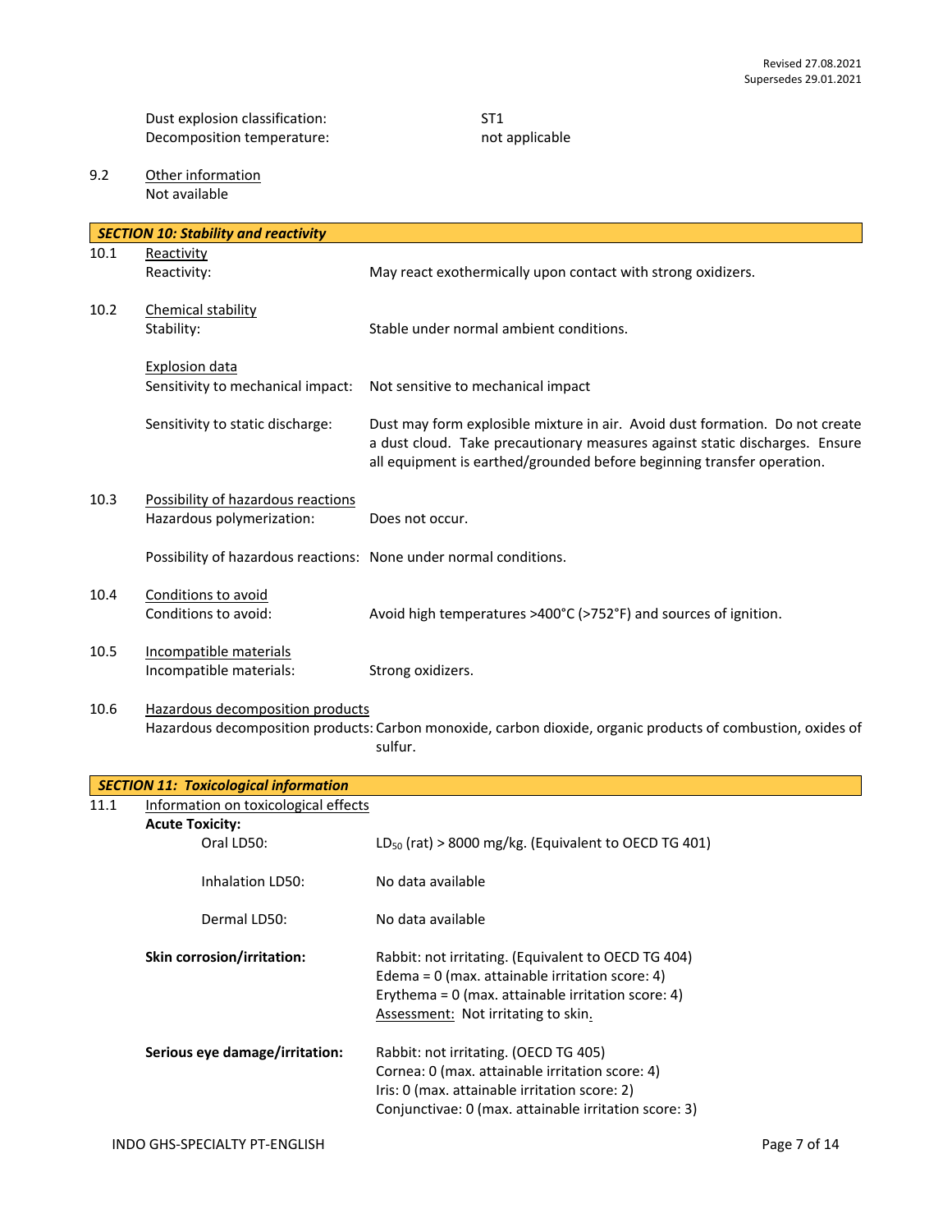Dust explosion classification: ST1
Decomposition temperature: not applicable

9.2 Other information
Not available

## SECTION 10: Stability and reactivity

10.1 Reactivity

Reactivity: May react exothermically upon contact with strong oxidizers.

10.2 Chemical stability

Stability: Stable under normal ambient conditions.

Explosion data

Sensitivity to mechanical impact: Not sensitive to mechanical impact

Sensitivity to static discharge: Dust may form explosible mixture in air. Avoid dust formation. Do not create a dust cloud. Take precautionary measures against static discharges. Ensure all equipment is earthed/grounded before beginning transfer operation.

10.3 Possibility of hazardous reactions

Hazardous polymerization: Does not occur.

Possibility of hazardous reactions: None under normal conditions.

10.4 Conditions to avoid

Conditions to avoid: Avoid high temperatures >400°C (>752°F) and sources of ignition.

10.5 Incompatible materials

Incompatible materials: Strong oxidizers.

10.6 Hazardous decomposition products

Hazardous decomposition products: Carbon monoxide, carbon dioxide, organic products of combustion, oxides of sulfur.

## SECTION 11: Toxicological information

11.1 Information on toxicological effects

**Acute Toxicity:**

Oral LD50: $LD_{50}$ (rat) > 8000 mg/kg. (Equivalent to OECD TG 401)

Inhalation LD50: No data available

Dermal LD50: No data available

**Skin corrosion/irritation:** Rabbit: not irritating. (Equivalent to OECD TG 404)
Edema = 0 (max. attainable irritation score: 4)
Erythema = 0 (max. attainable irritation score: 4)
Assessment: Not irritating to skin.

**Serious eye damage/irritation:** Rabbit: not irritating. (OECD TG 405)
Cornea: 0 (max. attainable irritation score: 4)
Iris: 0 (max. attainable irritation score: 2)
Conjunctivae: 0 (max. attainable irritation score: 3)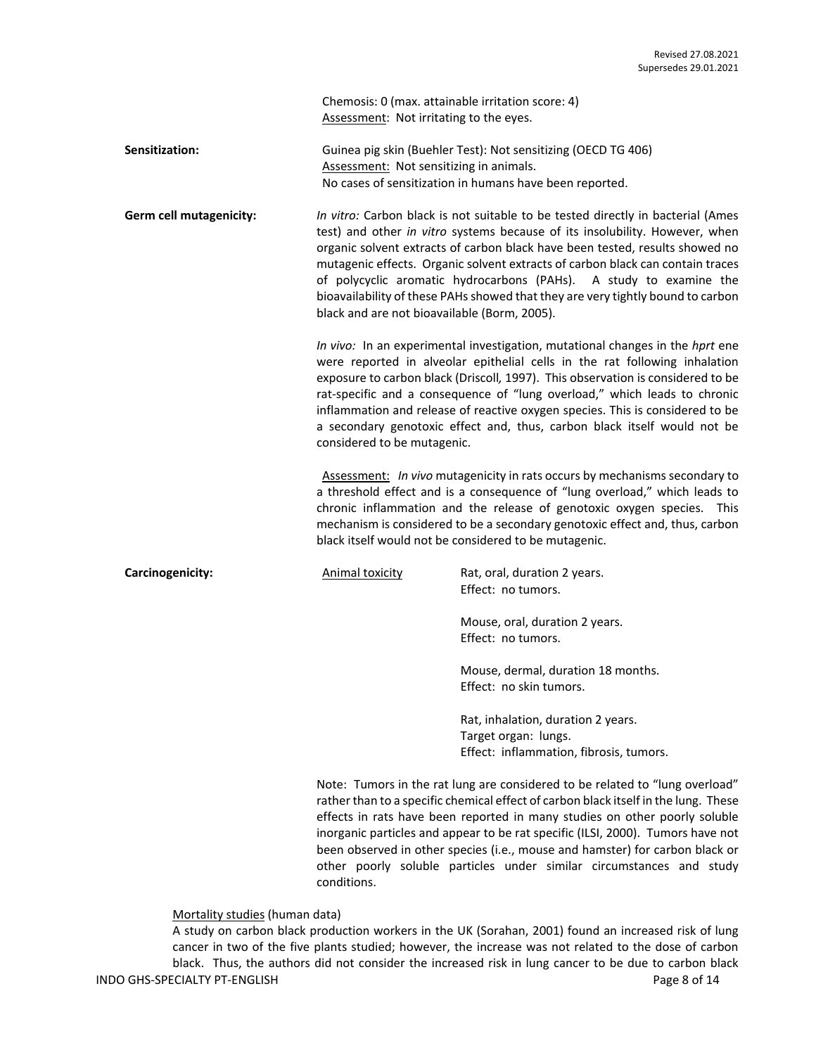Chemosis: 0 (max. attainable irritation score: 4)
Assessment: Not irritating to the eyes.

**Sensitization:**

Guinea pig skin (Buehler Test): Not sensitizing (OECD TG 406)
Assessment: Not sensitizing in animals.
No cases of sensitization in humans have been reported.

**Germ cell mutagenicity:**

*In vitro:* Carbon black is not suitable to be tested directly in bacterial (Ames test) and other *in vitro* systems because of its insolubility. However, when organic solvent extracts of carbon black have been tested, results showed no mutagenic effects. Organic solvent extracts of carbon black can contain traces of polycyclic aromatic hydrocarbons (PAHs). A study to examine the bioavailability of these PAHs showed that they are very tightly bound to carbon black and are not bioavailable (Borm, 2005).

*In vivo:* In an experimental investigation, mutational changes in the *hprt* ene were reported in alveolar epithelial cells in the rat following inhalation exposure to carbon black (Driscoll, 1997). This observation is considered to be rat-specific and a consequence of "lung overload," which leads to chronic inflammation and release of reactive oxygen species. This is considered to be a secondary genotoxic effect and, thus, carbon black itself would not be considered to be mutagenic.

Assessment: *In vivo* mutagenicity in rats occurs by mechanisms secondary to a threshold effect and is a consequence of "lung overload," which leads to chronic inflammation and the release of genotoxic oxygen species. This mechanism is considered to be a secondary genotoxic effect and, thus, carbon black itself would not be considered to be mutagenic.

**Carcinogenicity:**

Animal toxicity

Rat, oral, duration 2 years.
Effect: no tumors.

Mouse, oral, duration 2 years.
Effect: no tumors.

Mouse, dermal, duration 18 months.
Effect: no skin tumors.

Rat, inhalation, duration 2 years.
Target organ: lungs.
Effect: inflammation, fibrosis, tumors.

Note: Tumors in the rat lung are considered to be related to "lung overload" rather than to a specific chemical effect of carbon black itself in the lung. These effects in rats have been reported in many studies on other poorly soluble inorganic particles and appear to be rat specific (ILSI, 2000). Tumors have not been observed in other species (i.e., mouse and hamster) for carbon black or other poorly soluble particles under similar circumstances and study conditions.

Mortality studies (human data)

A study on carbon black production workers in the UK (Sorahan, 2001) found an increased risk of lung cancer in two of the five plants studied; however, the increase was not related to the dose of carbon black. Thus, the authors did not consider the increased risk in lung cancer to be due to carbon black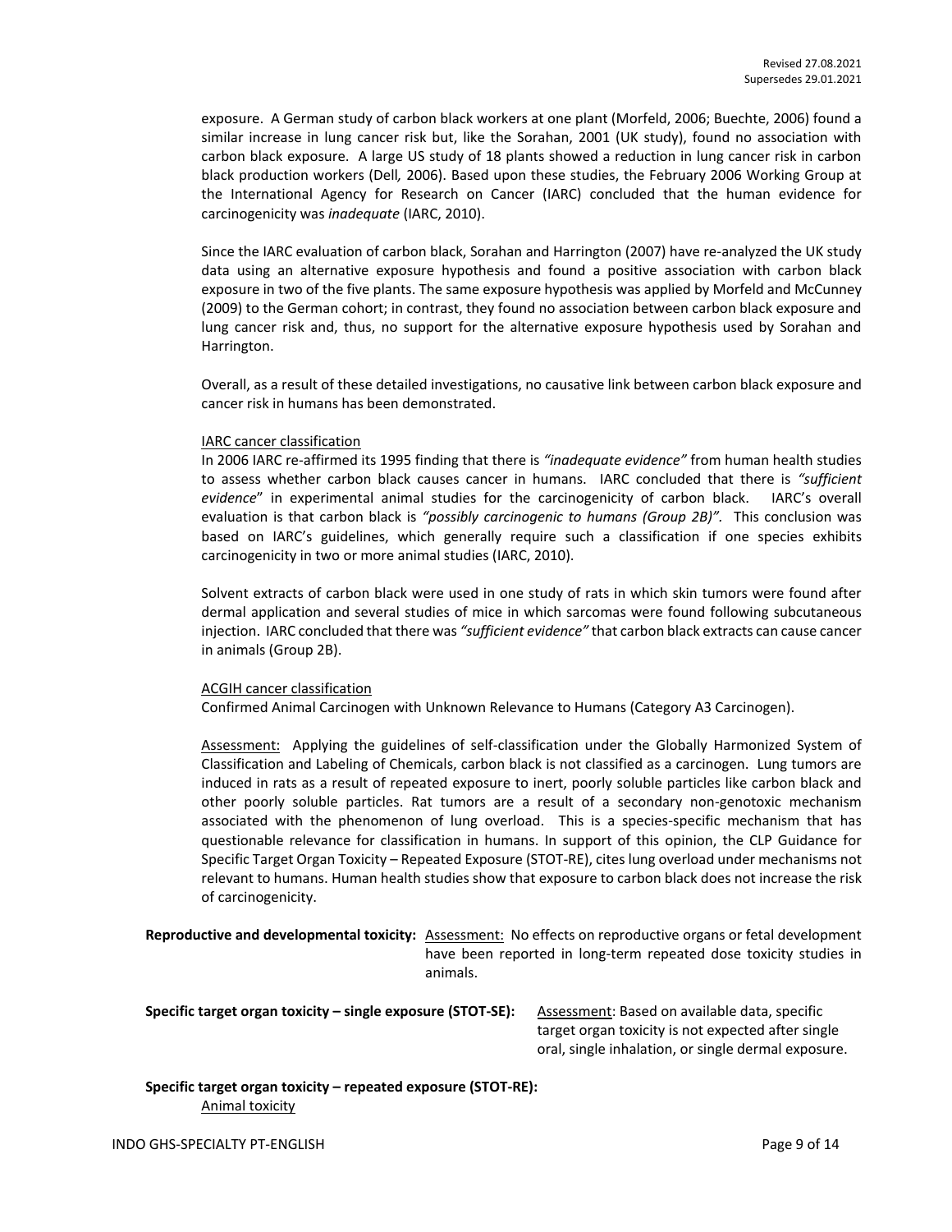exposure. A German study of carbon black workers at one plant (Morfeld, 2006; Buechte, 2006) found a similar increase in lung cancer risk but, like the Sorahan, 2001 (UK study), found no association with carbon black exposure. A large US study of 18 plants showed a reduction in lung cancer risk in carbon black production workers (Dell*,* 2006). Based upon these studies, the February 2006 Working Group at the International Agency for Research on Cancer (IARC) concluded that the human evidence for carcinogenicity was *inadequate* (IARC, 2010).

Since the IARC evaluation of carbon black, Sorahan and Harrington (2007) have re-analyzed the UK study data using an alternative exposure hypothesis and found a positive association with carbon black exposure in two of the five plants. The same exposure hypothesis was applied by Morfeld and McCunney (2009) to the German cohort; in contrast, they found no association between carbon black exposure and lung cancer risk and, thus, no support for the alternative exposure hypothesis used by Sorahan and Harrington.

Overall, as a result of these detailed investigations, no causative link between carbon black exposure and cancer risk in humans has been demonstrated.

IARC cancer classification

In 2006 IARC re-affirmed its 1995 finding that there is *"inadequate evidence"* from human health studies to assess whether carbon black causes cancer in humans. IARC concluded that there is *"sufficient evidence*" in experimental animal studies for the carcinogenicity of carbon black. IARC's overall evaluation is that carbon black is *"possibly carcinogenic to humans (Group 2B)"*. This conclusion was based on IARC's guidelines, which generally require such a classification if one species exhibits carcinogenicity in two or more animal studies (IARC, 2010).

Solvent extracts of carbon black were used in one study of rats in which skin tumors were found after dermal application and several studies of mice in which sarcomas were found following subcutaneous injection. IARC concluded that there was *"sufficient evidence"* that carbon black extracts can cause cancer in animals (Group 2B).

ACGIH cancer classification

Confirmed Animal Carcinogen with Unknown Relevance to Humans (Category A3 Carcinogen).

Assessment: Applying the guidelines of self-classification under the Globally Harmonized System of Classification and Labeling of Chemicals, carbon black is not classified as a carcinogen. Lung tumors are induced in rats as a result of repeated exposure to inert, poorly soluble particles like carbon black and other poorly soluble particles. Rat tumors are a result of a secondary non-genotoxic mechanism associated with the phenomenon of lung overload. This is a species-specific mechanism that has questionable relevance for classification in humans. In support of this opinion, the CLP Guidance for Specific Target Organ Toxicity – Repeated Exposure (STOT-RE), cites lung overload under mechanisms not relevant to humans. Human health studies show that exposure to carbon black does not increase the risk of carcinogenicity.

**Reproductive and developmental toxicity:** Assessment: No effects on reproductive organs or fetal development have been reported in long-term repeated dose toxicity studies in animals.

**Specific target organ toxicity – single exposure (STOT-SE):** Assessment: Based on available data, specific target organ toxicity is not expected after single oral, single inhalation, or single dermal exposure.

**Specific target organ toxicity – repeated exposure (STOT-RE):**

Animal toxicity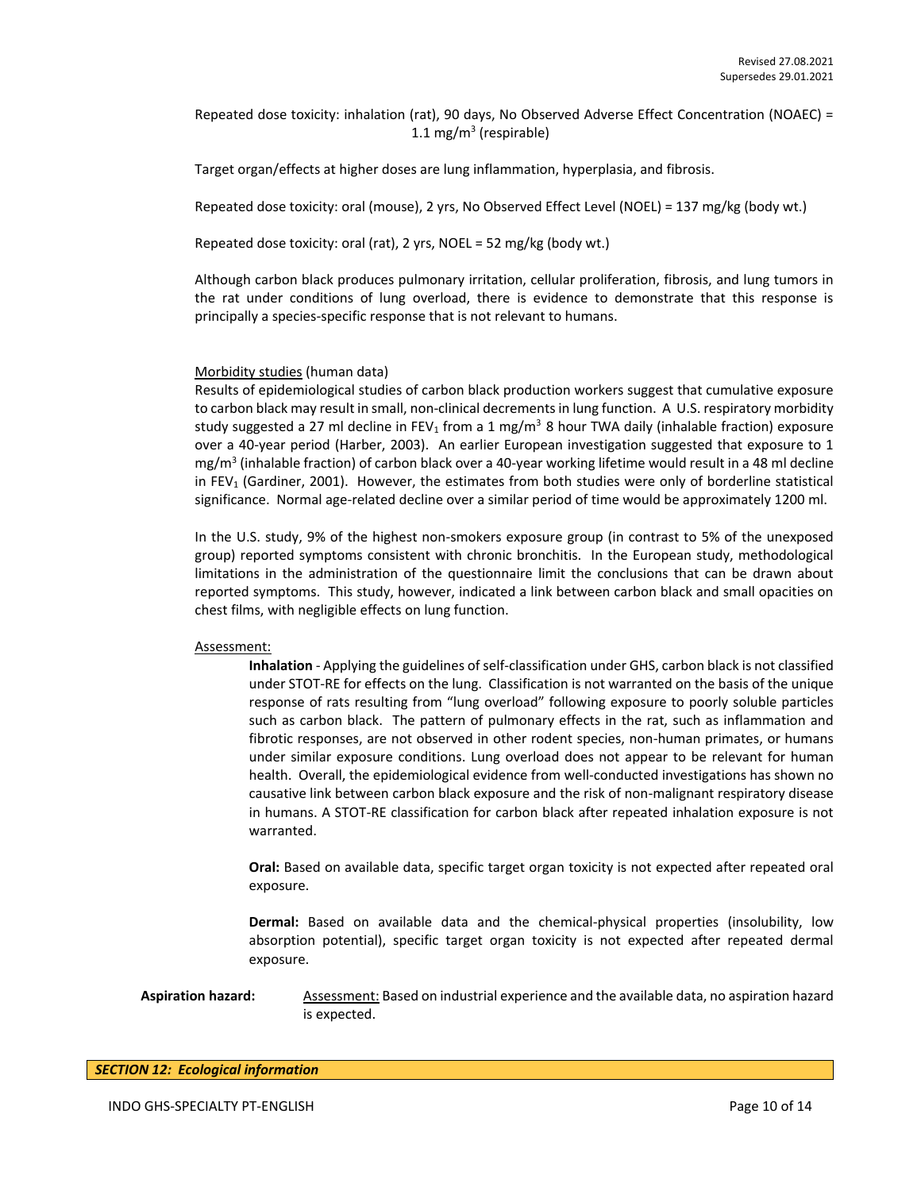Repeated dose toxicity: inhalation (rat), 90 days, No Observed Adverse Effect Concentration (NOAEC) = 1.1 mg/m$^3$ (respirable)

Target organ/effects at higher doses are lung inflammation, hyperplasia, and fibrosis.

Repeated dose toxicity: oral (mouse), 2 yrs, No Observed Effect Level (NOEL) = 137 mg/kg (body wt.)

Repeated dose toxicity: oral (rat), 2 yrs, NOEL = 52 mg/kg (body wt.)

Although carbon black produces pulmonary irritation, cellular proliferation, fibrosis, and lung tumors in the rat under conditions of lung overload, there is evidence to demonstrate that this response is principally a species-specific response that is not relevant to humans.

Morbidity studies (human data)

Results of epidemiological studies of carbon black production workers suggest that cumulative exposure to carbon black may result in small, non-clinical decrements in lung function. A U.S. respiratory morbidity study suggested a 27 ml decline in $FEV_1$ from a 1 mg/m$^3$ 8 hour TWA daily (inhalable fraction) exposure over a 40-year period (Harber, 2003). An earlier European investigation suggested that exposure to 1 mg/m$^3$ (inhalable fraction) of carbon black over a 40-year working lifetime would result in a 48 ml decline in $FEV_1$ (Gardiner, 2001). However, the estimates from both studies were only of borderline statistical significance. Normal age-related decline over a similar period of time would be approximately 1200 ml.

In the U.S. study, 9% of the highest non-smokers exposure group (in contrast to 5% of the unexposed group) reported symptoms consistent with chronic bronchitis. In the European study, methodological limitations in the administration of the questionnaire limit the conclusions that can be drawn about reported symptoms. This study, however, indicated a link between carbon black and small opacities on chest films, with negligible effects on lung function.

Assessment:

**Inhalation** - Applying the guidelines of self-classification under GHS, carbon black is not classified under STOT-RE for effects on the lung. Classification is not warranted on the basis of the unique response of rats resulting from "lung overload" following exposure to poorly soluble particles such as carbon black. The pattern of pulmonary effects in the rat, such as inflammation and fibrotic responses, are not observed in other rodent species, non-human primates, or humans under similar exposure conditions. Lung overload does not appear to be relevant for human health. Overall, the epidemiological evidence from well-conducted investigations has shown no causative link between carbon black exposure and the risk of non-malignant respiratory disease in humans. A STOT-RE classification for carbon black after repeated inhalation exposure is not warranted.

**Oral:** Based on available data, specific target organ toxicity is not expected after repeated oral exposure.

**Dermal:** Based on available data and the chemical-physical properties (insolubility, low absorption potential), specific target organ toxicity is not expected after repeated dermal exposure.

**Aspiration hazard:** Assessment: Based on industrial experience and the available data, no aspiration hazard is expected.

## *SECTION 12: Ecological information*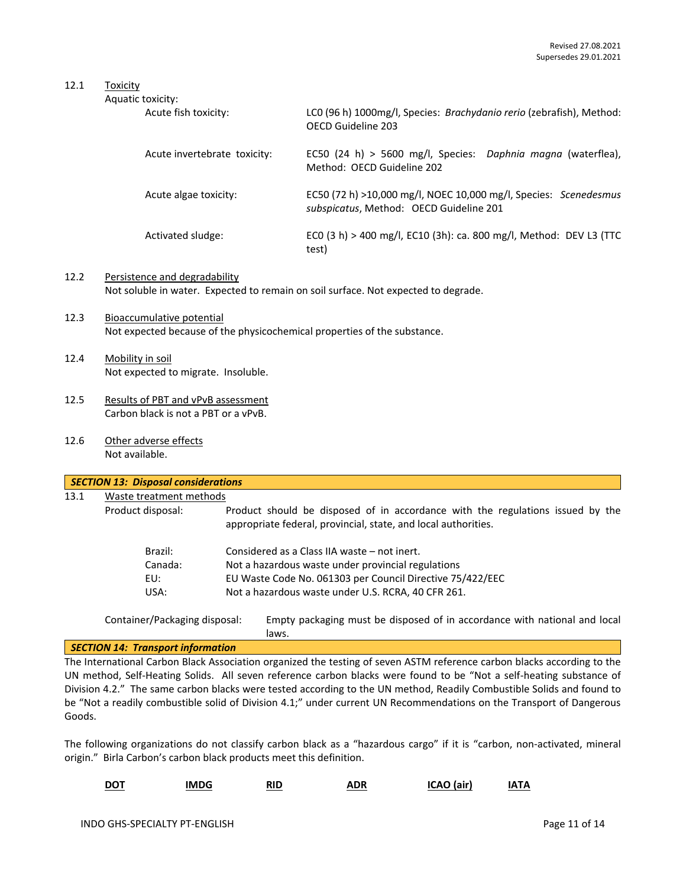12.1 Toxicity

Aquatic toxicity:

| | |
|---|---|
| Acute fish toxicity: | LC0 (96 h) 1000mg/l, Species: *Brachydanio rerio* (zebrafish), Method: OECD Guideline 203 |
| Acute invertebrate toxicity: | EC50 (24 h) > 5600 mg/l, Species: *Daphnia magna* (waterflea), Method: OECD Guideline 202 |
| Acute algae toxicity: | EC50 (72 h) >10,000 mg/l, NOEC 10,000 mg/l, Species: *Scenedesmus subspicatus*, Method: OECD Guideline 201 |
| Activated sludge: | EC0 (3 h) > 400 mg/l, EC10 (3h): ca. 800 mg/l, Method: DEV L3 (TTC test) |

12.2 Persistence and degradability

Not soluble in water. Expected to remain on soil surface. Not expected to degrade.

12.3 Bioaccumulative potential

Not expected because of the physicochemical properties of the substance.

12.4 Mobility in soil

Not expected to migrate. Insoluble.

12.5 Results of PBT and vPvB assessment

Carbon black is not a PBT or a vPvB.

12.6 Other adverse effects

Not available.

## SECTION 13: Disposal considerations

13.1 Waste treatment methods

Product disposal: Product should be disposed of in accordance with the regulations issued by the appropriate federal, provincial, state, and local authorities.

| | |
|---|---|
| Brazil: | Considered as a Class IIA waste – not inert. |
| Canada: | Not a hazardous waste under provincial regulations |
| EU: | EU Waste Code No. 061303 per Council Directive 75/422/EEC |
| USA: | Not a hazardous waste under U.S. RCRA, 40 CFR 261. |

Container/Packaging disposal: Empty packaging must be disposed of in accordance with national and local laws.

## SECTION 14: Transport information

The International Carbon Black Association organized the testing of seven ASTM reference carbon blacks according to the UN method, Self-Heating Solids. All seven reference carbon blacks were found to be "Not a self-heating substance of Division 4.2." The same carbon blacks were tested according to the UN method, Readily Combustible Solids and found to be "Not a readily combustible solid of Division 4.1;" under current UN Recommendations on the Transport of Dangerous Goods.

The following organizations do not classify carbon black as a "hazardous cargo" if it is "carbon, non-activated, mineral origin." Birla Carbon's carbon black products meet this definition.

| DOT | IMDG | RID | ADR | ICAO (air) | IATA |
|---|---|---|---|---|---|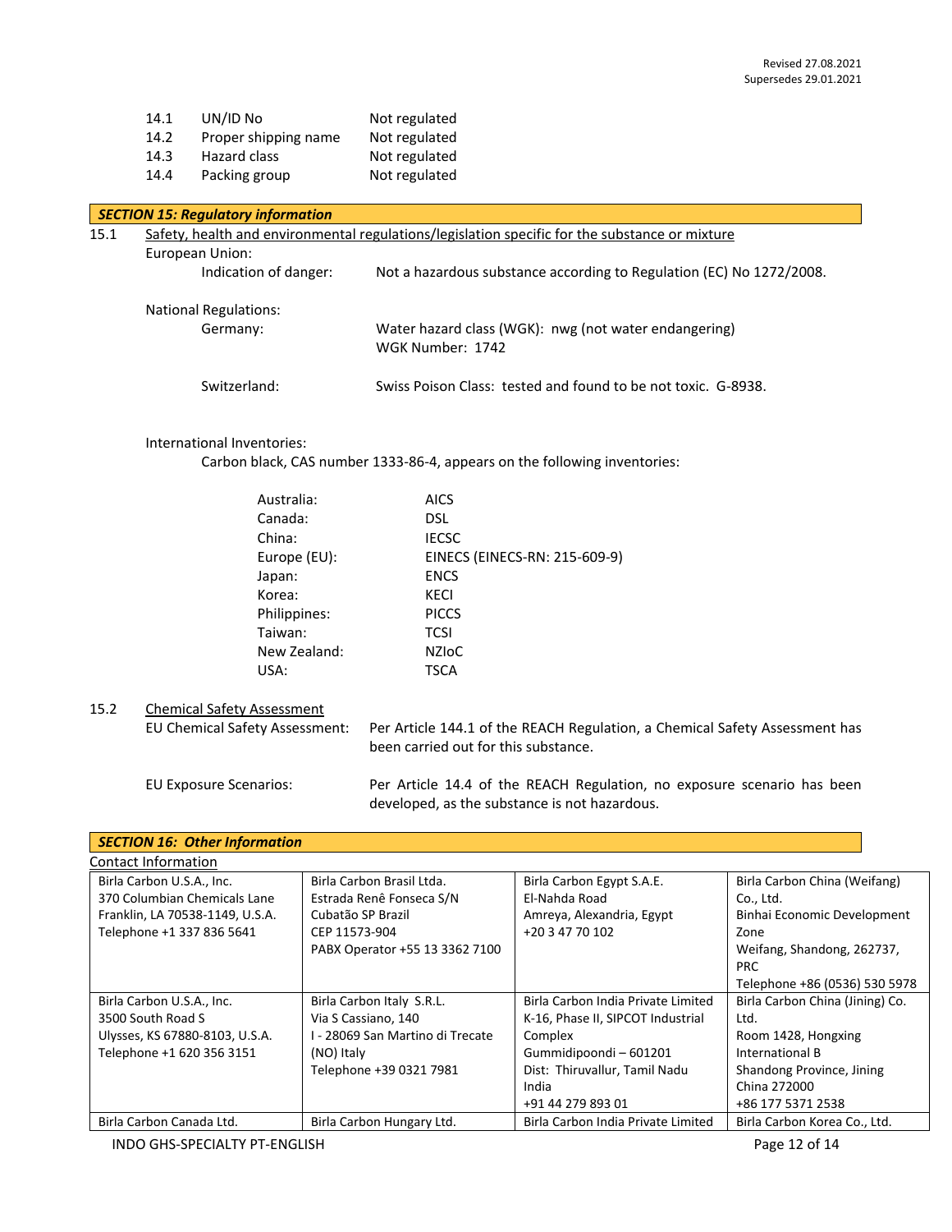Revised 27.08.2021
Supersedes 29.01.2021

| | | |
|---|---|---|
| 14.1 | UN/ID No | Not regulated |
| 14.2 | Proper shipping name | Not regulated |
| 14.3 | Hazard class | Not regulated |
| 14.4 | Packing group | Not regulated |

## *SECTION 15: Regulatory information*

15.1 Safety, health and environmental regulations/legislation specific for the substance or mixture

European Union:

Indication of danger: Not a hazardous substance according to Regulation (EC) No 1272/2008.

National Regulations:

Germany: Water hazard class (WGK): nwg (not water endangering)
WGK Number: 1742

Switzerland: Swiss Poison Class: tested and found to be not toxic. G-8938.

International Inventories:

Carbon black, CAS number 1333-86-4, appears on the following inventories:

| | |
|---|---|
| Australia: | AICS |
| Canada: | DSL |
| China: | IECSC |
| Europe (EU): | EINECS (EINECS-RN: 215-609-9) |
| Japan: | ENCS |
| Korea: | KECI |
| Philippines: | PICCS |
| Taiwan: | TCSI |
| New Zealand: | NZIoC |
| USA: | TSCA |

15.2 Chemical Safety Assessment

EU Chemical Safety Assessment: Per Article 144.1 of the REACH Regulation, a Chemical Safety Assessment has been carried out for this substance.

EU Exposure Scenarios: Per Article 14.4 of the REACH Regulation, no exposure scenario has been developed, as the substance is not hazardous.

## *SECTION 16: Other Information*

Contact Information

| | | | |
|---|---|---|---|
| Birla Carbon U.S.A., Inc.<br>370 Columbian Chemicals Lane<br>Franklin, LA 70538-1149, U.S.A.<br>Telephone +1 337 836 5641 | Birla Carbon Brasil Ltda.<br>Estrada Renê Fonseca S/N<br>Cubatão SP Brazil<br>CEP 11573-904<br>PABX Operator +55 13 3362 7100 | Birla Carbon Egypt S.A.E.<br>El-Nahda Road<br>Amreya, Alexandria, Egypt<br>+20 3 47 70 102 | Birla Carbon China (Weifang) Co., Ltd.<br>Binhai Economic Development Zone<br>Weifang, Shandong, 262737, PRC<br>Telephone +86 (0536) 530 5978 |
| Birla Carbon U.S.A., Inc.<br>3500 South Road S<br>Ulysses, KS 67880-8103, U.S.A.<br>Telephone +1 620 356 3151 | Birla Carbon Italy S.R.L.<br>Via S Cassiano, 140<br>I - 28069 San Martino di Trecate (NO) Italy<br>Telephone +39 0321 7981 | Birla Carbon India Private Limited<br>K-16, Phase II, SIPCOT Industrial Complex<br>Gummidipoondi – 601201<br>Dist: Thiruvallur, Tamil Nadu<br>India<br>+91 44 279 893 01 | Birla Carbon China (Jining) Co. Ltd.<br>Room 1428, Hongxing International B<br>Shandong Province, Jining<br>China 272000<br>+86 177 5371 2538 |
| Birla Carbon Canada Ltd. | Birla Carbon Hungary Ltd. | Birla Carbon India Private Limited | Birla Carbon Korea Co., Ltd. |

INDO GHS-SPECIALTY PT-ENGLISH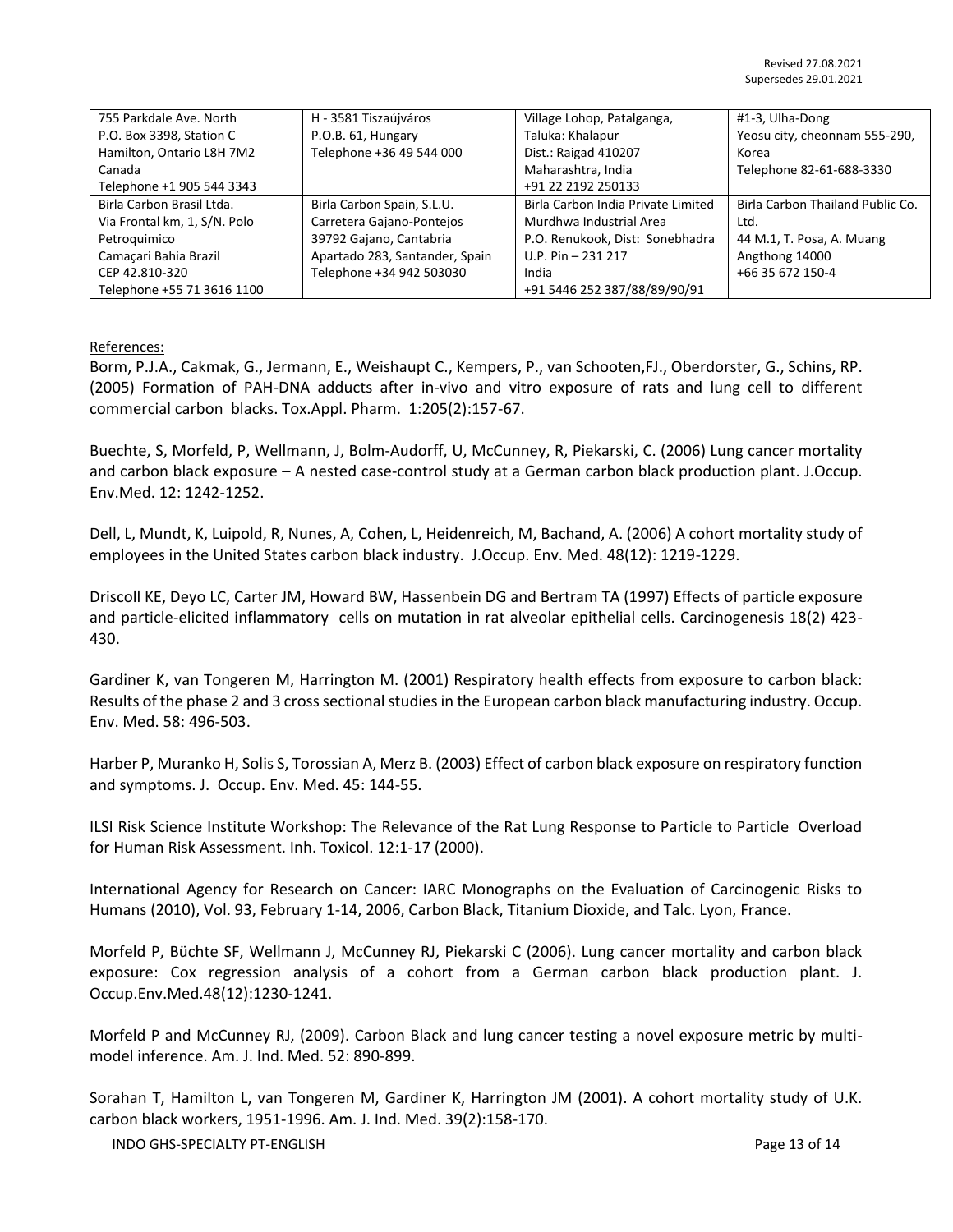Revised 27.08.2021
Supersedes 29.01.2021

| | | | |
|---|---|---|---|
| 755 Parkdale Ave. North<br>P.O. Box 3398, Station C<br>Hamilton, Ontario L8H 7M2<br>Canada<br>Telephone +1 905 544 3343 | H - 3581 Tiszaújváros<br>P.O.B. 61, Hungary<br>Telephone +36 49 544 000 | Village Lohop, Patalganga,<br>Taluka: Khalapur<br>Dist.: Raigad 410207<br>Maharashtra, India<br>+91 22 2192 250133 | #1-3, Ulha-Dong<br>Yeosu city, cheonnam 555-290,<br>Korea<br>Telephone 82-61-688-3330 |
| Birla Carbon Brasil Ltda.<br>Via Frontal km, 1, S/N. Polo<br>Petroquimico<br>Camaçari Bahia Brazil<br>CEP 42.810-320<br>Telephone +55 71 3616 1100 | Birla Carbon Spain, S.L.U.<br>Carretera Gajano-Pontejos<br>39792 Gajano, Cantabria<br>Apartado 283, Santander, Spain<br>Telephone +34 942 503030 | Birla Carbon India Private Limited<br>Murdhwa Industrial Area<br>P.O. Renukook, Dist: Sonebhadra<br>U.P. Pin – 231 217<br>India<br>+91 5446 252 387/88/89/90/91 | Birla Carbon Thailand Public Co.<br>Ltd.<br>44 M.1, T. Posa, A. Muang<br>Angthong 14000<br>+66 35 672 150-4 |

References:

Borm, P.J.A., Cakmak, G., Jermann, E., Weishaupt C., Kempers, P., van Schooten,FJ., Oberdorster, G., Schins, RP. (2005) Formation of PAH-DNA adducts after in-vivo and vitro exposure of rats and lung cell to different commercial carbon blacks. Tox.Appl. Pharm. 1:205(2):157-67.

Buechte, S, Morfeld, P, Wellmann, J, Bolm-Audorff, U, McCunney, R, Piekarski, C. (2006) Lung cancer mortality and carbon black exposure – A nested case-control study at a German carbon black production plant. J.Occup. Env.Med. 12: 1242-1252.

Dell, L, Mundt, K, Luipold, R, Nunes, A, Cohen, L, Heidenreich, M, Bachand, A. (2006) A cohort mortality study of employees in the United States carbon black industry. J.Occup. Env. Med. 48(12): 1219-1229.

Driscoll KE, Deyo LC, Carter JM, Howard BW, Hassenbein DG and Bertram TA (1997) Effects of particle exposure and particle-elicited inflammatory cells on mutation in rat alveolar epithelial cells. Carcinogenesis 18(2) 423-430.

Gardiner K, van Tongeren M, Harrington M. (2001) Respiratory health effects from exposure to carbon black: Results of the phase 2 and 3 cross sectional studies in the European carbon black manufacturing industry. Occup. Env. Med. 58: 496-503.

Harber P, Muranko H, Solis S, Torossian A, Merz B. (2003) Effect of carbon black exposure on respiratory function and symptoms. J. Occup. Env. Med. 45: 144-55.

ILSI Risk Science Institute Workshop: The Relevance of the Rat Lung Response to Particle to Particle Overload for Human Risk Assessment. Inh. Toxicol. 12:1-17 (2000).

International Agency for Research on Cancer: IARC Monographs on the Evaluation of Carcinogenic Risks to Humans (2010), Vol. 93, February 1-14, 2006, Carbon Black, Titanium Dioxide, and Talc. Lyon, France.

Morfeld P, Büchte SF, Wellmann J, McCunney RJ, Piekarski C (2006). Lung cancer mortality and carbon black exposure: Cox regression analysis of a cohort from a German carbon black production plant. J. Occup.Env.Med.48(12):1230-1241.

Morfeld P and McCunney RJ, (2009). Carbon Black and lung cancer testing a novel exposure metric by multi-model inference. Am. J. Ind. Med. 52: 890-899.

Sorahan T, Hamilton L, van Tongeren M, Gardiner K, Harrington JM (2001). A cohort mortality study of U.K. carbon black workers, 1951-1996. Am. J. Ind. Med. 39(2):158-170.

INDO GHS-SPECIALTY PT-ENGLISH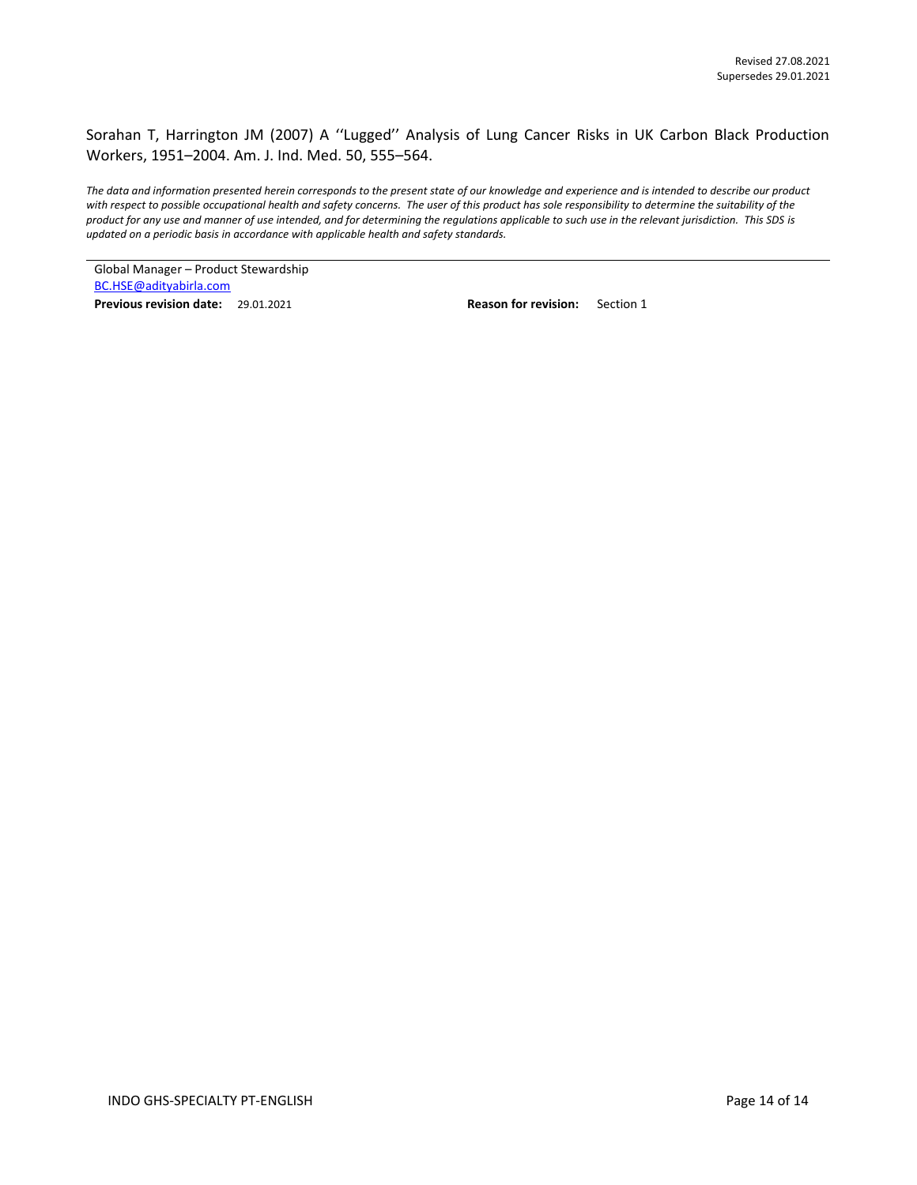Sorahan T, Harrington JM (2007) A ''Lugged'' Analysis of Lung Cancer Risks in UK Carbon Black Production Workers, 1951–2004. Am. J. Ind. Med. 50, 555–564.

*The data and information presented herein corresponds to the present state of our knowledge and experience and is intended to describe our product with respect to possible occupational health and safety concerns. The user of this product has sole responsibility to determine the suitability of the product for any use and manner of use intended, and for determining the regulations applicable to such use in the relevant jurisdiction. This SDS is updated on a periodic basis in accordance with applicable health and safety standards.*

---

Global Manager – Product Stewardship
BC.HSE@adityabirla.com

**Previous revision date:** 29.01.2021 **Reason for revision:** Section 1